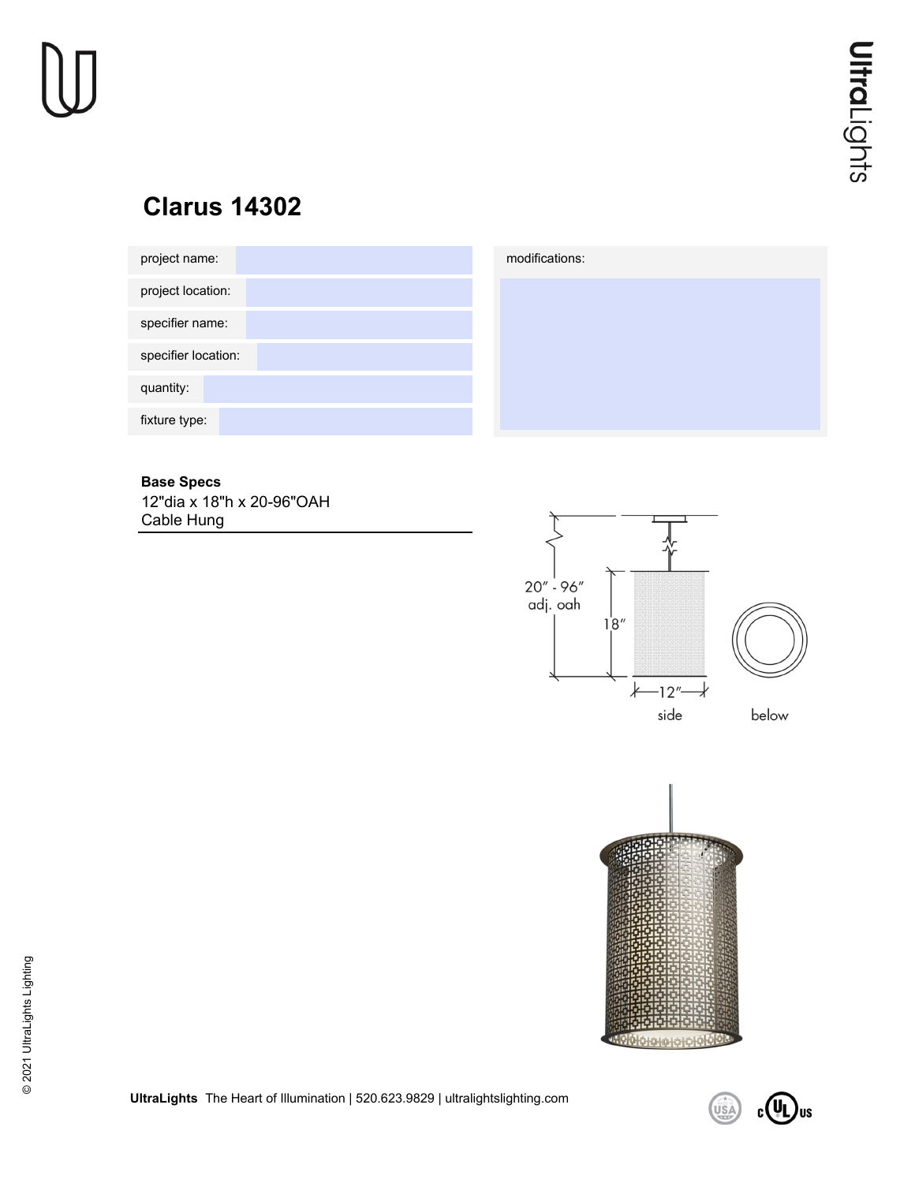# Clarus 14302

| project name: | |
|---|---|
| project location: | |
| specifier name: | |
| specifier location: | |
| quantity: | |
| fixture type: | |

| modifications: |
|---|
| |

**Base Specs**

12"dia x 18"h x 20-96"OAH
Cable Hung

20" - 96" adj. oah

18"

12"

side

below

**UltraLights** The Heart of Illumination | 520.623.9829 | ultralightslighting.com

© 2021 UltraLights Lighting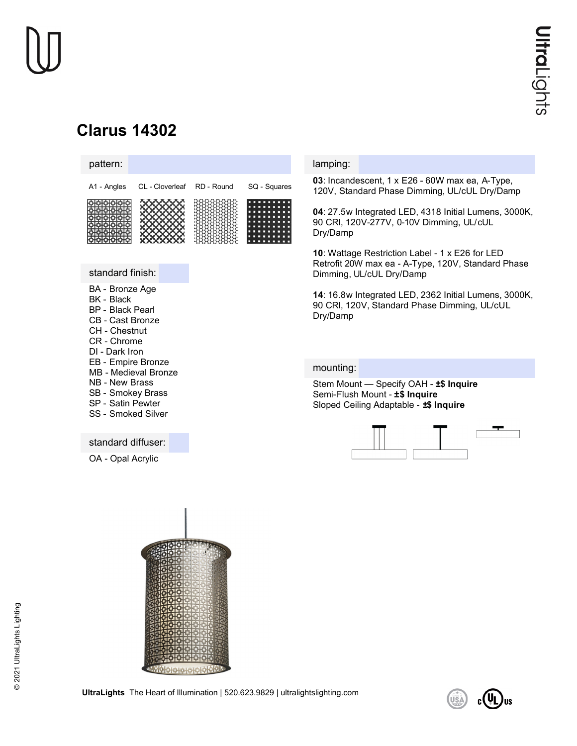# Clarus 14302

## pattern:

A1 - Angles
CL - Cloverleaf
RD - Round
SQ - Squares

## standard finish:

BA - Bronze Age
BK - Black
BP - Black Pearl
CB - Cast Bronze
CH - Chestnut
CR - Chrome
DI - Dark Iron
EB - Empire Bronze
MB - Medieval Bronze
NB - New Brass
SB - Smokey Brass
SP - Satin Pewter
SS - Smoked Silver

## standard diffuser:

OA - Opal Acrylic

## lamping:

**03**: Incandescent, 1 x E26 - 60W max ea, A-Type, 120V, Standard Phase Dimming, UL/cUL Dry/Damp

**04**: 27.5w Integrated LED, 4318 Initial Lumens, 3000K, 90 CRI, 120V-277V, 0-10V Dimming, UL/cUL Dry/Damp

**10**: Wattage Restriction Label - 1 x E26 for LED Retrofit 20W max ea - A-Type, 120V, Standard Phase Dimming, UL/cUL Dry/Damp

**14**: 16.8w Integrated LED, 2362 Initial Lumens, 3000K, 90 CRI, 120V, Standard Phase Dimming, UL/cUL Dry/Damp

## mounting:

Stem Mount — Specify OAH - **±$ Inquire**
Semi-Flush Mount - **±$ Inquire**
Sloped Ceiling Adaptable - **±$ Inquire**

**UltraLights** The Heart of Illumination | 520.623.9829 | ultralightslighting.com

© 2021 UltraLights Lighting